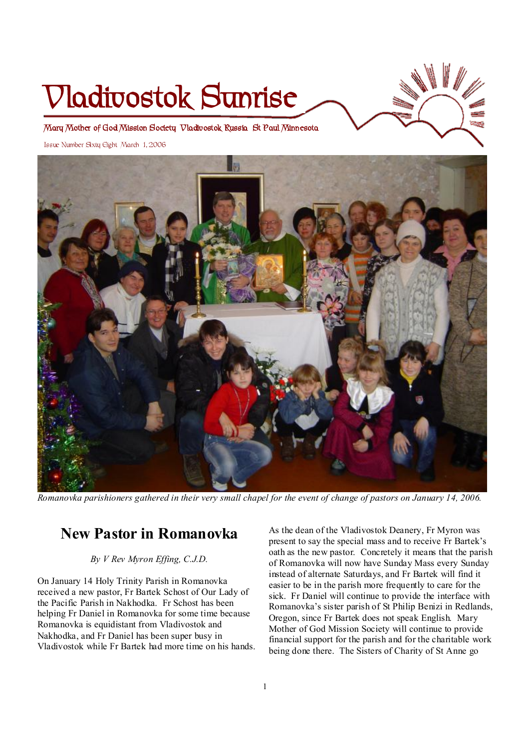# Vladivostok Sunrise

Mary Mother of God Mission Society Vladivostok Russia St Paul Minnesota

Issue Number Sixty Eight March 1, 2006

*Romanovka parishioners gathered in their very small chapel for the event of change of pastors on January 14, 2006.*

## New Pastor in Romanovka

*By V Rev Myron Effing, C.J.D.*

On January 14 Holy Trinity Parish in Romanovka received a new pastor, Fr Bartek Schost of Our Lady of the Pacific Parish in Nakhodka. Fr Schost has been helping Fr Daniel in Romanovka for some time because Romanovka is equidistant from Vladivostok and Nakhodka, and Fr Daniel has been super busy in Vladivostok while Fr Bartek had more time on his hands.

As the dean of the Vladivostok Deanery, Fr Myron was present to say the special mass and to receive Fr Bartek's oath as the new pastor. Concretely it means that the parish of Romanovka will now have Sunday Mass every Sunday instead of alternate Saturdays, and Fr Bartek will find it easier to be in the parish more frequently to care for the sick. Fr Daniel will continue to provide the interface with Romanovka's sister parish of St Philip Benizi in Redlands, Oregon, since Fr Bartek does not speak English. Mary Mother of God Mission Society will continue to provide financial support for the parish and for the charitable work being done there. The Sisters of Charity of St Anne go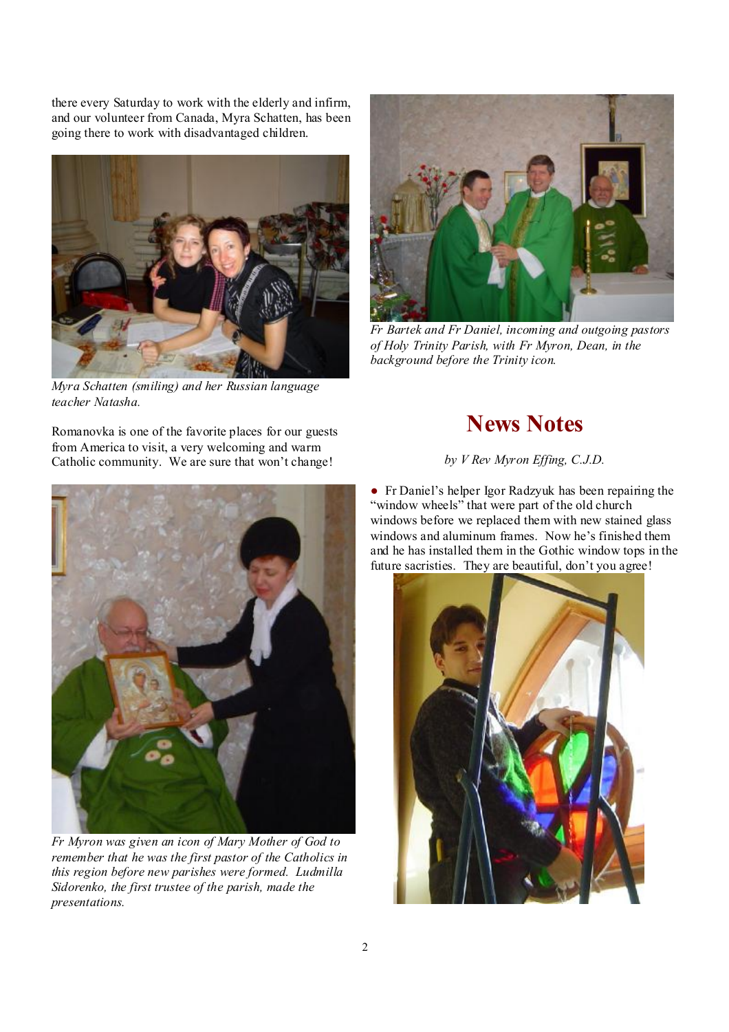there every Saturday to work with the elderly and infirm, and our volunteer from Canada, Myra Schatten, has been going there to work with disadvantaged children.

*Myra Schatten (smiling) and her Russian language teacher Natasha.*

Romanovka is one of the favorite places for our guests from America to visit, a very welcoming and warm Catholic community. We are sure that won't change!

*Fr Myron was given an icon of Mary Mother of God to remember that he was the first pastor of the Catholics in this region before new parishes were formed. Ludmilla Sidorenko, the first trustee of the parish, made the presentations.*

*Fr Bartek and Fr Daniel, incoming and outgoing pastors of Holy Trinity Parish, with Fr Myron, Dean, in the background before the Trinity icon.*

## News Notes

*by V Rev Myron Effing, C.J.D.*

- Fr Daniel's helper Igor Radzyuk has been repairing the "window wheels" that were part of the old church windows before we replaced them with new stained glass windows and aluminum frames. Now he's finished them and he has installed them in the Gothic window tops in the future sacristies. They are beautiful, don't you agree!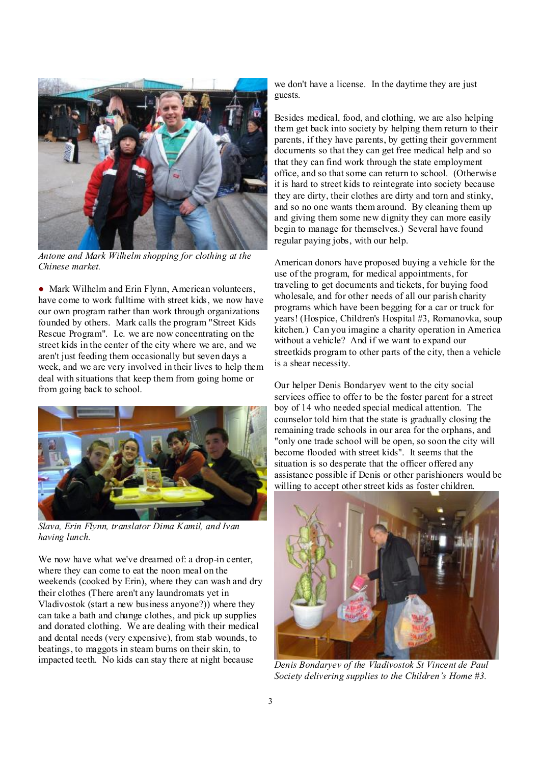*Antone and Mark Wilhelm shopping for clothing at the Chinese market.*

● Mark Wilhelm and Erin Flynn, American volunteers, have come to work fulltime with street kids, we now have our own program rather than work through organizations founded by others. Mark calls the program "Street Kids Rescue Program". I.e. we are now concentrating on the street kids in the center of the city where we are, and we aren't just feeding them occasionally but seven days a week, and we are very involved in their lives to help them deal with situations that keep them from going home or from going back to school.

*Slava, Erin Flynn, translator Dima Kamil, and Ivan having lunch.*

We now have what we've dreamed of: a drop-in center, where they can come to eat the noon meal on the weekends (cooked by Erin), where they can wash and dry their clothes (There aren't any laundromats yet in Vladivostok (start a new business anyone?)) where they can take a bath and change clothes, and pick up supplies and donated clothing. We are dealing with their medical and dental needs (very expensive), from stab wounds, to beatings, to maggots in steam burns on their skin, to impacted teeth. No kids can stay there at night because we don't have a license. In the daytime they are just guests.

Besides medical, food, and clothing, we are also helping them get back into society by helping them return to their parents, if they have parents, by getting their government documents so that they can get free medical help and so that they can find work through the state employment office, and so that some can return to school. (Otherwise it is hard to street kids to reintegrate into society because they are dirty, their clothes are dirty and torn and stinky, and so no one wants them around. By cleaning them up and giving them some new dignity they can more easily begin to manage for themselves.) Several have found regular paying jobs, with our help.

American donors have proposed buying a vehicle for the use of the program, for medical appointments, for traveling to get documents and tickets, for buying food wholesale, and for other needs of all our parish charity programs which have been begging for a car or truck for years! (Hospice, Children's Hospital #3, Romanovka, soup kitchen.) Can you imagine a charity operation in America without a vehicle? And if we want to expand our streetkids program to other parts of the city, then a vehicle is a shear necessity.

Our helper Denis Bondaryev went to the city social services office to offer to be the foster parent for a street boy of 14 who needed special medical attention. The counselor told him that the state is gradually closing the remaining trade schools in our area for the orphans, and "only one trade school will be open, so soon the city will become flooded with street kids". It seems that the situation is so desperate that the officer offered any assistance possible if Denis or other parishioners would be willing to accept other street kids as foster children.

*Denis Bondaryev of the Vladivostok St Vincent de Paul Society delivering supplies to the Children's Home #3.*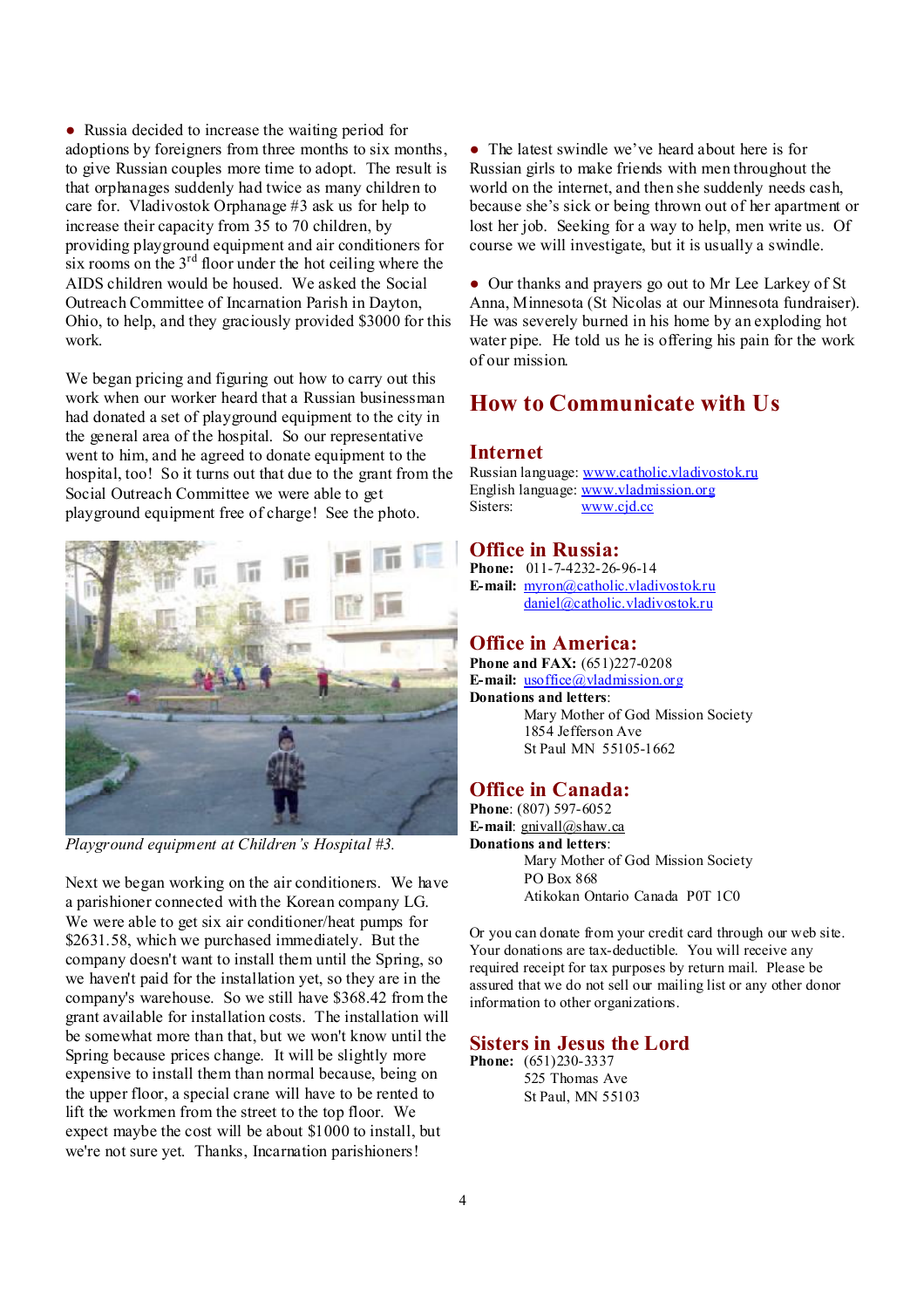● Russia decided to increase the waiting period for adoptions by foreigners from three months to six months, to give Russian couples more time to adopt. The result is that orphanages suddenly had twice as many children to care for. Vladivostok Orphanage #3 ask us for help to increase their capacity from 35 to 70 children, by providing playground equipment and air conditioners for six rooms on the 3rd floor under the hot ceiling where the AIDS children would be housed. We asked the Social Outreach Committee of Incarnation Parish in Dayton, Ohio, to help, and they graciously provided $3000 for this work.

We began pricing and figuring out how to carry out this work when our worker heard that a Russian businessman had donated a set of playground equipment to the city in the general area of the hospital. So our representative went to him, and he agreed to donate equipment to the hospital, too! So it turns out that due to the grant from the Social Outreach Committee we were able to get playground equipment free of charge! See the photo.

*Playground equipment at Children's Hospital #3.*

Next we began working on the air conditioners. We have a parishioner connected with the Korean company LG. We were able to get six air conditioner/heat pumps for $2631.58, which we purchased immediately. But the company doesn't want to install them until the Spring, so we haven't paid for the installation yet, so they are in the company's warehouse. So we still have $368.42 from the grant available for installation costs. The installation will be somewhat more than that, but we won't know until the Spring because prices change. It will be slightly more expensive to install them than normal because, being on the upper floor, a special crane will have to be rented to lift the workmen from the street to the top floor. We expect maybe the cost will be about $1000 to install, but we're not sure yet. Thanks, Incarnation parishioners!

● The latest swindle we've heard about here is for Russian girls to make friends with men throughout the world on the internet, and then she suddenly needs cash, because she's sick or being thrown out of her apartment or lost her job. Seeking for a way to help, men write us. Of course we will investigate, but it is usually a swindle.

● Our thanks and prayers go out to Mr Lee Larkey of St Anna, Minnesota (St Nicolas at our Minnesota fundraiser). He was severely burned in his home by an exploding hot water pipe. He told us he is offering his pain for the work of our mission.

## How to Communicate with Us

### Internet

Russian language: www.catholic.vladivostok.ru
English language: www.vladmission.org
Sisters: www.cjd.cc

### Office in Russia:

**Phone:** 011-7-4232-26-96-14
**E-mail:** myron@catholic.vladivostok.ru
daniel@catholic.vladivostok.ru

### Office in America:

**Phone and FAX:** (651)227-0208
**E-mail:** usoffice@vladmission.org
**Donations and letters**:
Mary Mother of God Mission Society
1854 Jefferson Ave
St Paul MN 55105-1662

### Office in Canada:

**Phone**: (807) 597-6052
**E-mail**: gnivall@shaw.ca
**Donations and letters**:
Mary Mother of God Mission Society
PO Box 868
Atikokan Ontario Canada P0T 1C0

Or you can donate from your credit card through our web site. Your donations are tax-deductible. You will receive any required receipt for tax purposes by return mail. Please be assured that we do not sell our mailing list or any other donor information to other organizations.

### Sisters in Jesus the Lord

**Phone:** (651)230-3337
525 Thomas Ave
St Paul, MN 55103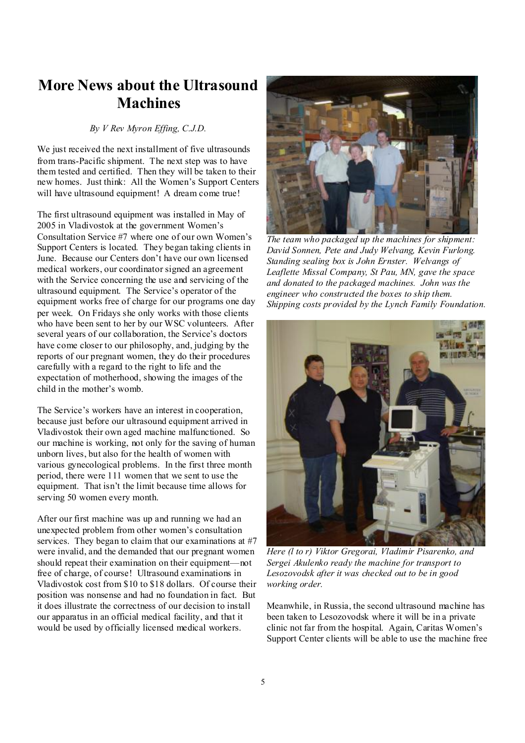# More News about the Ultrasound Machines

*By V Rev Myron Effing, C.J.D.*

We just received the next installment of five ultrasounds from trans-Pacific shipment. The next step was to have them tested and certified. Then they will be taken to their new homes. Just think: All the Women's Support Centers will have ultrasound equipment! A dream come true!

The first ultrasound equipment was installed in May of 2005 in Vladivostok at the government Women's Consultation Service #7 where one of our own Women's Support Centers is located. They began taking clients in June. Because our Centers don't have our own licensed medical workers, our coordinator signed an agreement with the Service concerning the use and servicing of the ultrasound equipment. The Service's operator of the equipment works free of charge for our programs one day per week. On Fridays she only works with those clients who have been sent to her by our WSC volunteers. After several years of our collaboration, the Service's doctors have come closer to our philosophy, and, judging by the reports of our pregnant women, they do their procedures carefully with a regard to the right to life and the expectation of motherhood, showing the images of the child in the mother's womb.

The Service's workers have an interest in cooperation, because just before our ultrasound equipment arrived in Vladivostok their own aged machine malfunctioned. So our machine is working, not only for the saving of human unborn lives, but also for the health of women with various gynecological problems. In the first three month period, there were 111 women that we sent to use the equipment. That isn't the limit because time allows for serving 50 women every month.

After our first machine was up and running we had an unexpected problem from other women's consultation services. They began to claim that our examinations at #7 were invalid, and the demanded that our pregnant women should repeat their examination on their equipment—not free of charge, of course! Ultrasound examinations in Vladivostok cost from $10 to $18 dollars. Of course their position was nonsense and had no foundation in fact. But it does illustrate the correctness of our decision to install our apparatus in an official medical facility, and that it would be used by officially licensed medical workers.

*The team who packaged up the machines for shipment: David Sonnen, Pete and Judy Welvang, Kevin Furlong. Standing sealing box is John Ernster. Welvangs of Leaflette Missal Company, St Pau, MN, gave the space and donated to the packaged machines. John was the engineer who constructed the boxes to ship them. Shipping costs provided by the Lynch Family Foundation.*

*Here (l to r) Viktor Gregorai, Vladimir Pisarenko, and Sergei Akulenko ready the machine for transport to Lesozovodsk after it was checked out to be in good working order.*

Meanwhile, in Russia, the second ultrasound machine has been taken to Lesozovodsk where it will be in a private clinic not far from the hospital. Again, Caritas Women's Support Center clients will be able to use the machine free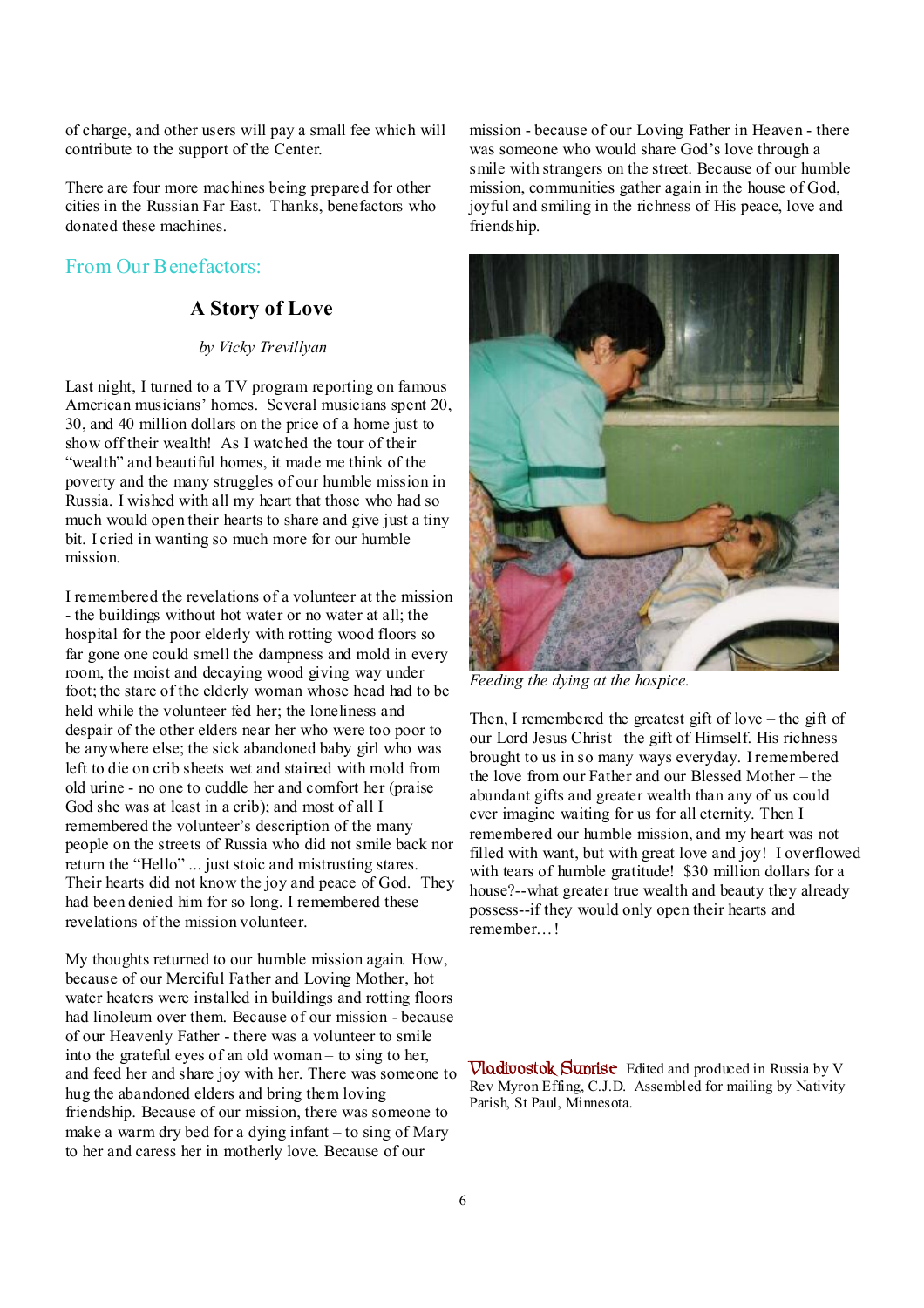of charge, and other users will pay a small fee which will contribute to the support of the Center.

There are four more machines being prepared for other cities in the Russian Far East. Thanks, benefactors who donated these machines.

## From Our Benefactors:

### A Story of Love

*by Vicky Trevillyan*

Last night, I turned to a TV program reporting on famous American musicians' homes. Several musicians spent 20, 30, and 40 million dollars on the price of a home just to show off their wealth! As I watched the tour of their "wealth" and beautiful homes, it made me think of the poverty and the many struggles of our humble mission in Russia. I wished with all my heart that those who had so much would open their hearts to share and give just a tiny bit. I cried in wanting so much more for our humble mission.

I remembered the revelations of a volunteer at the mission - the buildings without hot water or no water at all; the hospital for the poor elderly with rotting wood floors so far gone one could smell the dampness and mold in every room, the moist and decaying wood giving way under foot; the stare of the elderly woman whose head had to be held while the volunteer fed her; the loneliness and despair of the other elders near her who were too poor to be anywhere else; the sick abandoned baby girl who was left to die on crib sheets wet and stained with mold from old urine - no one to cuddle her and comfort her (praise God she was at least in a crib); and most of all I remembered the volunteer's description of the many people on the streets of Russia who did not smile back nor return the "Hello" ... just stoic and mistrusting stares. Their hearts did not know the joy and peace of God. They had been denied him for so long. I remembered these revelations of the mission volunteer.

My thoughts returned to our humble mission again. How, because of our Merciful Father and Loving Mother, hot water heaters were installed in buildings and rotting floors had linoleum over them. Because of our mission - because of our Heavenly Father - there was a volunteer to smile into the grateful eyes of an old woman – to sing to her, and feed her and share joy with her. There was someone to hug the abandoned elders and bring them loving friendship. Because of our mission, there was someone to make a warm dry bed for a dying infant – to sing of Mary to her and caress her in motherly love. Because of our mission - because of our Loving Father in Heaven - there was someone who would share God's love through a smile with strangers on the street. Because of our humble mission, communities gather again in the house of God, joyful and smiling in the richness of His peace, love and friendship.

*Feeding the dying at the hospice.*

Then, I remembered the greatest gift of love – the gift of our Lord Jesus Christ– the gift of Himself. His richness brought to us in so many ways everyday. I remembered the love from our Father and our Blessed Mother – the abundant gifts and greater wealth than any of us could ever imagine waiting for us for all eternity. Then I remembered our humble mission, and my heart was not filled with want, but with great love and joy! I overflowed with tears of humble gratitude! $30 million dollars for a house?--what greater true wealth and beauty they already possess--if they would only open their hearts and remember…!

**Vladivostok Sunrise** Edited and produced in Russia by V Rev Myron Effing, C.J.D. Assembled for mailing by Nativity Parish, St Paul, Minnesota.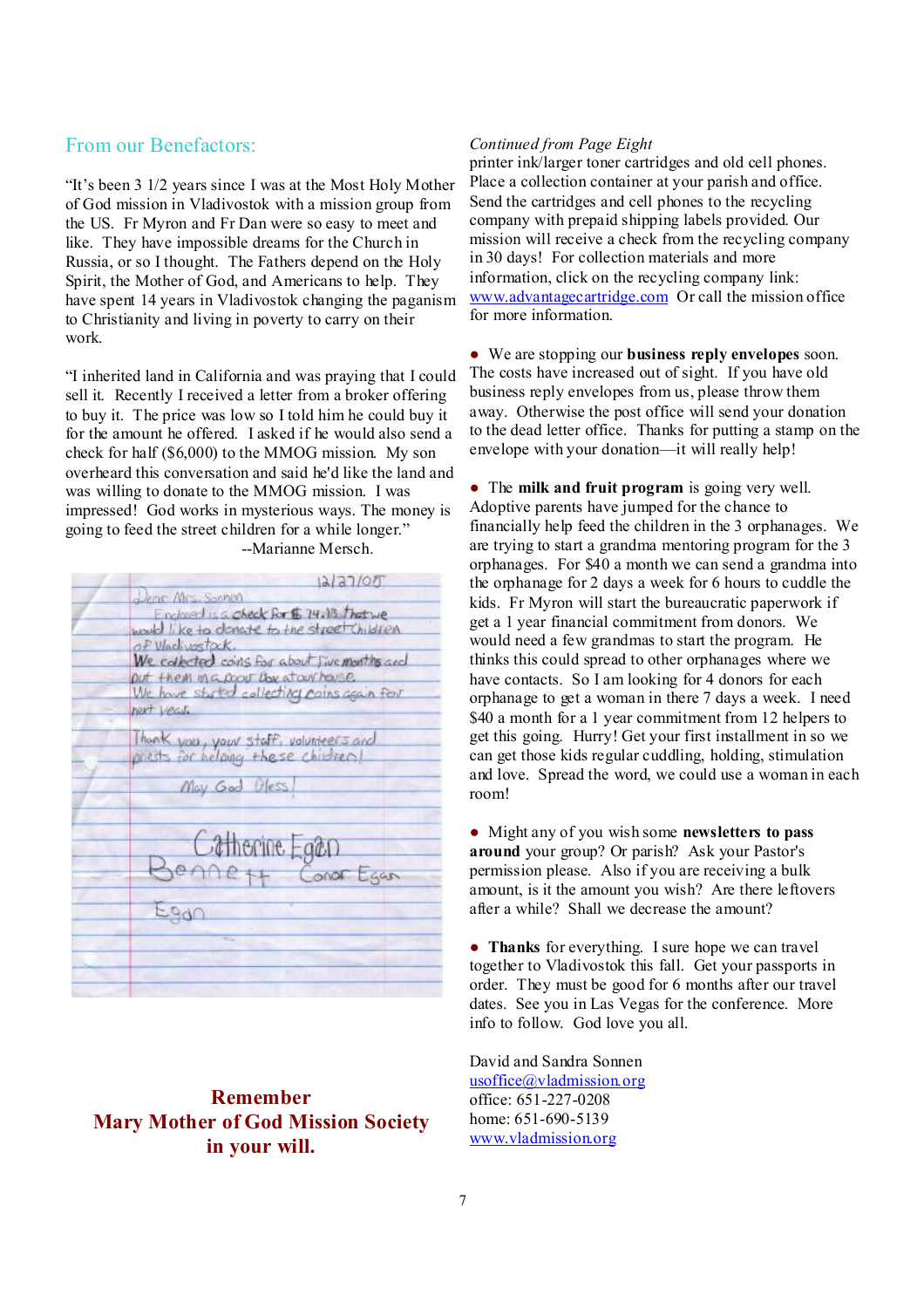## From our Benefactors:

"It's been 3 1/2 years since I was at the Most Holy Mother of God mission in Vladivostok with a mission group from the US. Fr Myron and Fr Dan were so easy to meet and like. They have impossible dreams for the Church in Russia, or so I thought. The Fathers depend on the Holy Spirit, the Mother of God, and Americans to help. They have spent 14 years in Vladivostok changing the paganism to Christianity and living in poverty to carry on their work.

"I inherited land in California and was praying that I could sell it. Recently I received a letter from a broker offering to buy it. The price was low so I told him he could buy it for the amount he offered. I asked if he would also send a check for half ($6,000) to the MMOG mission. My son overheard this conversation and said he'd like the land and was willing to donate to the MMOG mission. I was impressed! God works in mysterious ways. The money is going to feed the street children for a while longer."

--Marianne Mersch.

12/27/05

Dear Mrs. Sonnen

Enclosed is a check for $ 74.13 that we would like to donate to the street children of Vladivostok.

We collected coins for about five months and put them in a poor box at our house.

We have started collecting coins again for next year.

Thank you, your staff, volunteers and priests for helping these children!

May God Bless!

Catherine Egan
Bennett Egan
Conor Egan

**Remember**
**Mary Mother of God Mission Society**
**in your will.**

*Continued from Page Eight*

printer ink/larger toner cartridges and old cell phones. Place a collection container at your parish and office. Send the cartridges and cell phones to the recycling company with prepaid shipping labels provided. Our mission will receive a check from the recycling company in 30 days! For collection materials and more information, click on the recycling company link: www.advantagecartridge.com Or call the mission office for more information.

- We are stopping our **business reply envelopes** soon. The costs have increased out of sight. If you have old business reply envelopes from us, please throw them away. Otherwise the post office will send your donation to the dead letter office. Thanks for putting a stamp on the envelope with your donation—it will really help!

- The **milk and fruit program** is going very well. Adoptive parents have jumped for the chance to financially help feed the children in the 3 orphanages. We are trying to start a grandma mentoring program for the 3 orphanages. For $40 a month we can send a grandma into the orphanage for 2 days a week for 6 hours to cuddle the kids. Fr Myron will start the bureaucratic paperwork if get a 1 year financial commitment from donors. We would need a few grandmas to start the program. He thinks this could spread to other orphanages where we have contacts. So I am looking for 4 donors for each orphanage to get a woman in there 7 days a week. I need $40 a month for a 1 year commitment from 12 helpers to get this going. Hurry! Get your first installment in so we can get those kids regular cuddling, holding, stimulation and love. Spread the word, we could use a woman in each room!

- Might any of you wish some **newsletters to pass around** your group? Or parish? Ask your Pastor's permission please. Also if you are receiving a bulk amount, is it the amount you wish? Are there leftovers after a while? Shall we decrease the amount?

- **Thanks** for everything. I sure hope we can travel together to Vladivostok this fall. Get your passports in order. They must be good for 6 months after our travel dates. See you in Las Vegas for the conference. More info to follow. God love you all.

David and Sandra Sonnen
usoffice@vladmission.org
office: 651-227-0208
home: 651-690-5139
www.vladmission.org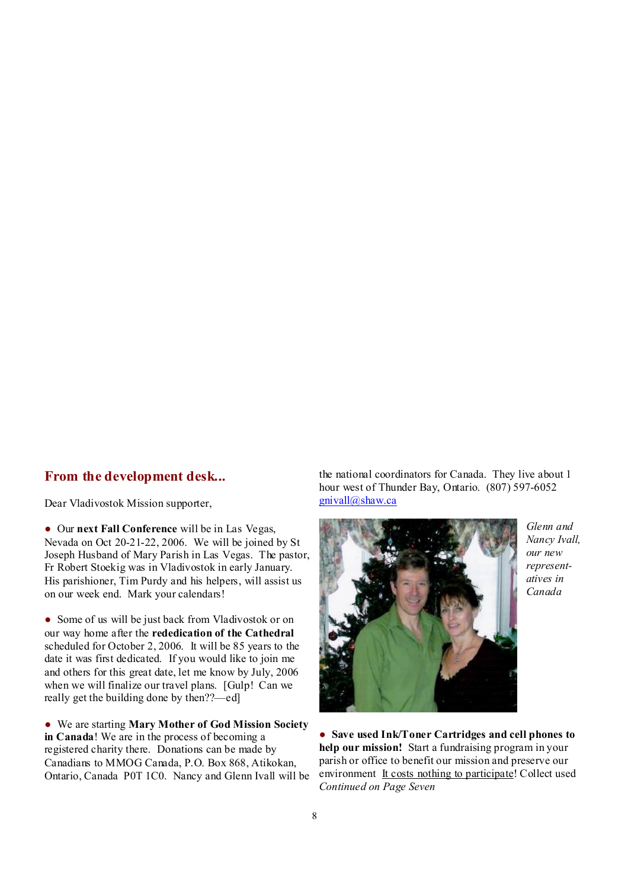## From the development desk...

Dear Vladivostok Mission supporter,

● Our **next Fall Conference** will be in Las Vegas, Nevada on Oct 20-21-22, 2006. We will be joined by St Joseph Husband of Mary Parish in Las Vegas. The pastor, Fr Robert Stoekig was in Vladivostok in early January. His parishioner, Tim Purdy and his helpers, will assist us on our week end. Mark your calendars!

● Some of us will be just back from Vladivostok or on our way home after the **rededication of the Cathedral** scheduled for October 2, 2006. It will be 85 years to the date it was first dedicated. If you would like to join me and others for this great date, let me know by July, 2006 when we will finalize our travel plans. [Gulp! Can we really get the building done by then??—ed]

● We are starting **Mary Mother of God Mission Society in Canada**! We are in the process of becoming a registered charity there. Donations can be made by Canadians to MMOG Canada, P.O. Box 868, Atikokan, Ontario, Canada P0T 1C0. Nancy and Glenn Ivall will be the national coordinators for Canada. They live about 1 hour west of Thunder Bay, Ontario. (807) 597-6052 gnivall@shaw.ca

*Glenn and Nancy Ivall, our new representatives in Canada*

● **Save used Ink/Toner Cartridges and cell phones to help our mission!** Start a fundraising program in your parish or office to benefit our mission and preserve our environment It costs nothing to participate! Collect used

*Continued on Page Seven*